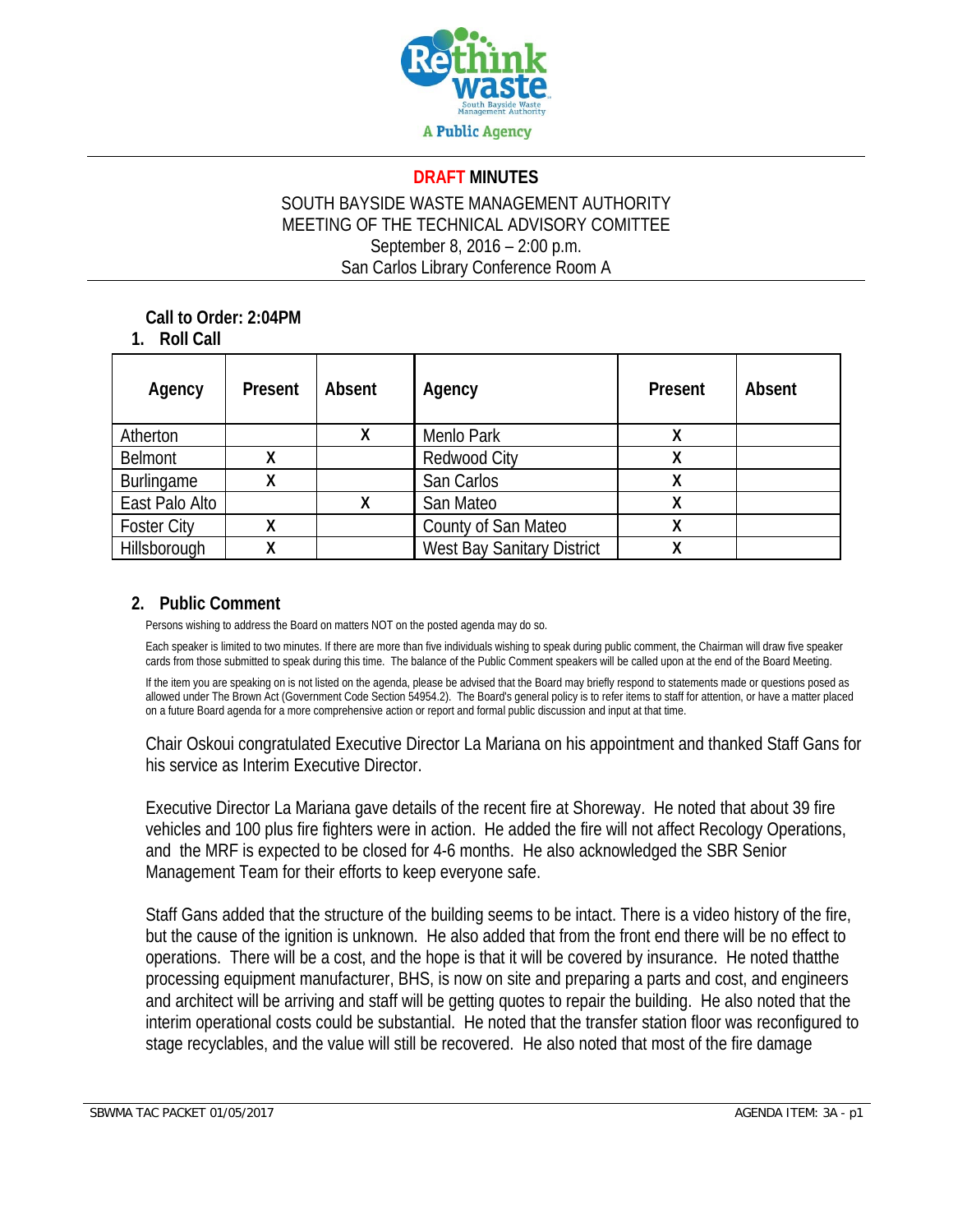Rethink waste
South Bayside Waste Management Authority
A Public Agency

# DRAFT MINUTES

SOUTH BAYSIDE WASTE MANAGEMENT AUTHORITY
MEETING OF THE TECHNICAL ADVISORY COMITTEE
September 8, 2016 – 2:00 p.m.
San Carlos Library Conference Room A

**Call to Order: 2:04PM**

## 1. Roll Call

| Agency | Present | Absent | Agency | Present | Absent |
|---|---|---|---|---|---|
| Atherton | | X | Menlo Park | X | |
| Belmont | X | | Redwood City | X | |
| Burlingame | X | | San Carlos | X | |
| East Palo Alto | | X | San Mateo | X | |
| Foster City | X | | County of San Mateo | X | |
| Hillsborough | X | | West Bay Sanitary District | X | |

## 2. Public Comment

Persons wishing to address the Board on matters NOT on the posted agenda may do so.

Each speaker is limited to two minutes. If there are more than five individuals wishing to speak during public comment, the Chairman will draw five speaker cards from those submitted to speak during this time. The balance of the Public Comment speakers will be called upon at the end of the Board Meeting.

If the item you are speaking on is not listed on the agenda, please be advised that the Board may briefly respond to statements made or questions posed as allowed under The Brown Act (Government Code Section 54954.2). The Board's general policy is to refer items to staff for attention, or have a matter placed on a future Board agenda for a more comprehensive action or report and formal public discussion and input at that time.

Chair Oskoui congratulated Executive Director La Mariana on his appointment and thanked Staff Gans for his service as Interim Executive Director.

Executive Director La Mariana gave details of the recent fire at Shoreway. He noted that about 39 fire vehicles and 100 plus fire fighters were in action. He added the fire will not affect Recology Operations, and the MRF is expected to be closed for 4-6 months. He also acknowledged the SBR Senior Management Team for their efforts to keep everyone safe.

Staff Gans added that the structure of the building seems to be intact. There is a video history of the fire, but the cause of the ignition is unknown. He also added that from the front end there will be no effect to operations. There will be a cost, and the hope is that it will be covered by insurance. He noted thatthe processing equipment manufacturer, BHS, is now on site and preparing a parts and cost, and engineers and architect will be arriving and staff will be getting quotes to repair the building. He also noted that the interim operational costs could be substantial. He noted that the transfer station floor was reconfigured to stage recyclables, and the value will still be recovered. He also noted that most of the fire damage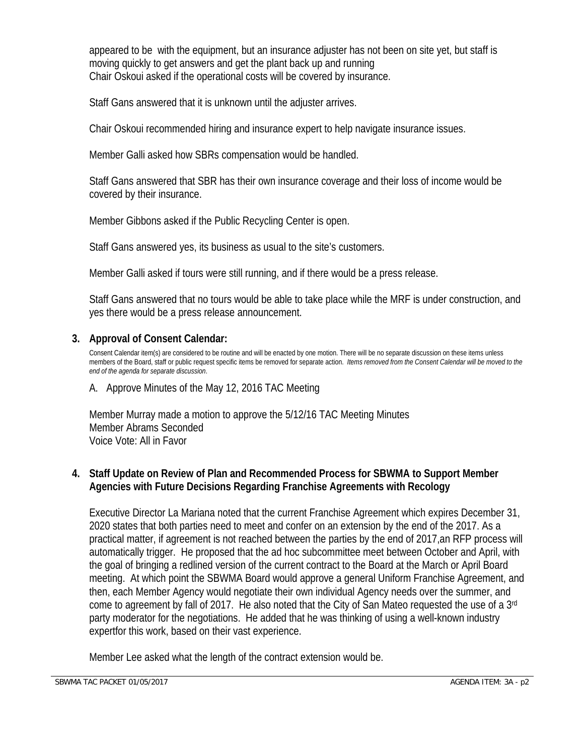appeared to be with the equipment, but an insurance adjuster has not been on site yet, but staff is moving quickly to get answers and get the plant back up and running
Chair Oskoui asked if the operational costs will be covered by insurance.

Staff Gans answered that it is unknown until the adjuster arrives.

Chair Oskoui recommended hiring and insurance expert to help navigate insurance issues.

Member Galli asked how SBRs compensation would be handled.

Staff Gans answered that SBR has their own insurance coverage and their loss of income would be covered by their insurance.

Member Gibbons asked if the Public Recycling Center is open.

Staff Gans answered yes, its business as usual to the site's customers.

Member Galli asked if tours were still running, and if there would be a press release.

Staff Gans answered that no tours would be able to take place while the MRF is under construction, and yes there would be a press release announcement.

**3. Approval of Consent Calendar:**

Consent Calendar item(s) are considered to be routine and will be enacted by one motion. There will be no separate discussion on these items unless members of the Board, staff or public request specific items be removed for separate action. *Items removed from the Consent Calendar will be moved to the end of the agenda for separate discussion*.

A. Approve Minutes of the May 12, 2016 TAC Meeting

Member Murray made a motion to approve the 5/12/16 TAC Meeting Minutes
Member Abrams Seconded
Voice Vote: All in Favor

**4. Staff Update on Review of Plan and Recommended Process for SBWMA to Support Member Agencies with Future Decisions Regarding Franchise Agreements with Recology**

Executive Director La Mariana noted that the current Franchise Agreement which expires December 31, 2020 states that both parties need to meet and confer on an extension by the end of the 2017. As a practical matter, if agreement is not reached between the parties by the end of 2017,an RFP process will automatically trigger. He proposed that the ad hoc subcommittee meet between October and April, with the goal of bringing a redlined version of the current contract to the Board at the March or April Board meeting. At which point the SBWMA Board would approve a general Uniform Franchise Agreement, and then, each Member Agency would negotiate their own individual Agency needs over the summer, and come to agreement by fall of 2017. He also noted that the City of San Mateo requested the use of a 3rd party moderator for the negotiations. He added that he was thinking of using a well-known industry expertfor this work, based on their vast experience.

Member Lee asked what the length of the contract extension would be.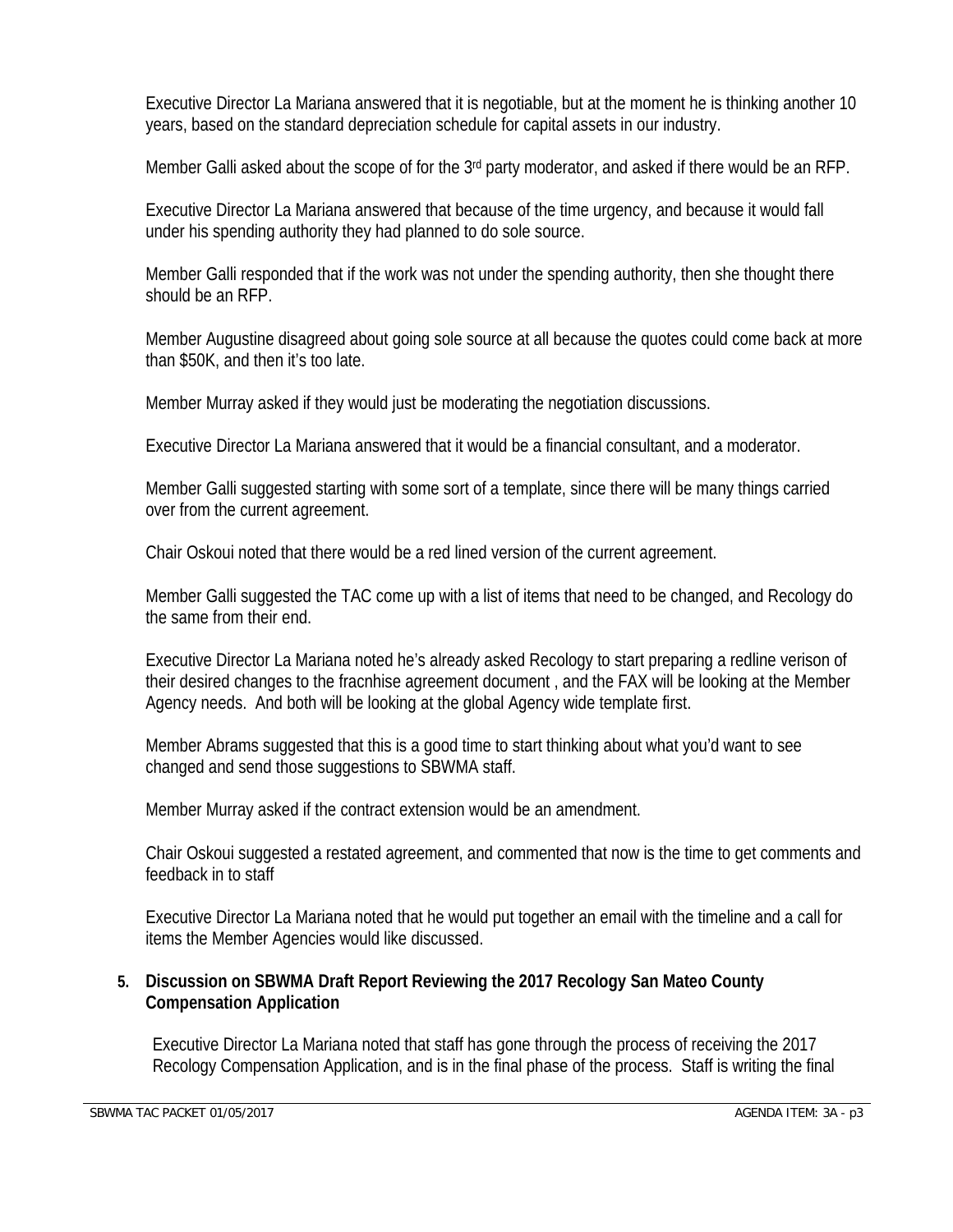Executive Director La Mariana answered that it is negotiable, but at the moment he is thinking another 10 years, based on the standard depreciation schedule for capital assets in our industry.

Member Galli asked about the scope of for the 3rd party moderator, and asked if there would be an RFP.

Executive Director La Mariana answered that because of the time urgency, and because it would fall under his spending authority they had planned to do sole source.

Member Galli responded that if the work was not under the spending authority, then she thought there should be an RFP.

Member Augustine disagreed about going sole source at all because the quotes could come back at more than $50K, and then it's too late.

Member Murray asked if they would just be moderating the negotiation discussions.

Executive Director La Mariana answered that it would be a financial consultant, and a moderator.

Member Galli suggested starting with some sort of a template, since there will be many things carried over from the current agreement.

Chair Oskoui noted that there would be a red lined version of the current agreement.

Member Galli suggested the TAC come up with a list of items that need to be changed, and Recology do the same from their end.

Executive Director La Mariana noted he's already asked Recology to start preparing a redline verison of their desired changes to the fracnhise agreement document , and the FAX will be looking at the Member Agency needs. And both will be looking at the global Agency wide template first.

Member Abrams suggested that this is a good time to start thinking about what you'd want to see changed and send those suggestions to SBWMA staff.

Member Murray asked if the contract extension would be an amendment.

Chair Oskoui suggested a restated agreement, and commented that now is the time to get comments and feedback in to staff

Executive Director La Mariana noted that he would put together an email with the timeline and a call for items the Member Agencies would like discussed.

**5. Discussion on SBWMA Draft Report Reviewing the 2017 Recology San Mateo County Compensation Application**

Executive Director La Mariana noted that staff has gone through the process of receiving the 2017 Recology Compensation Application, and is in the final phase of the process. Staff is writing the final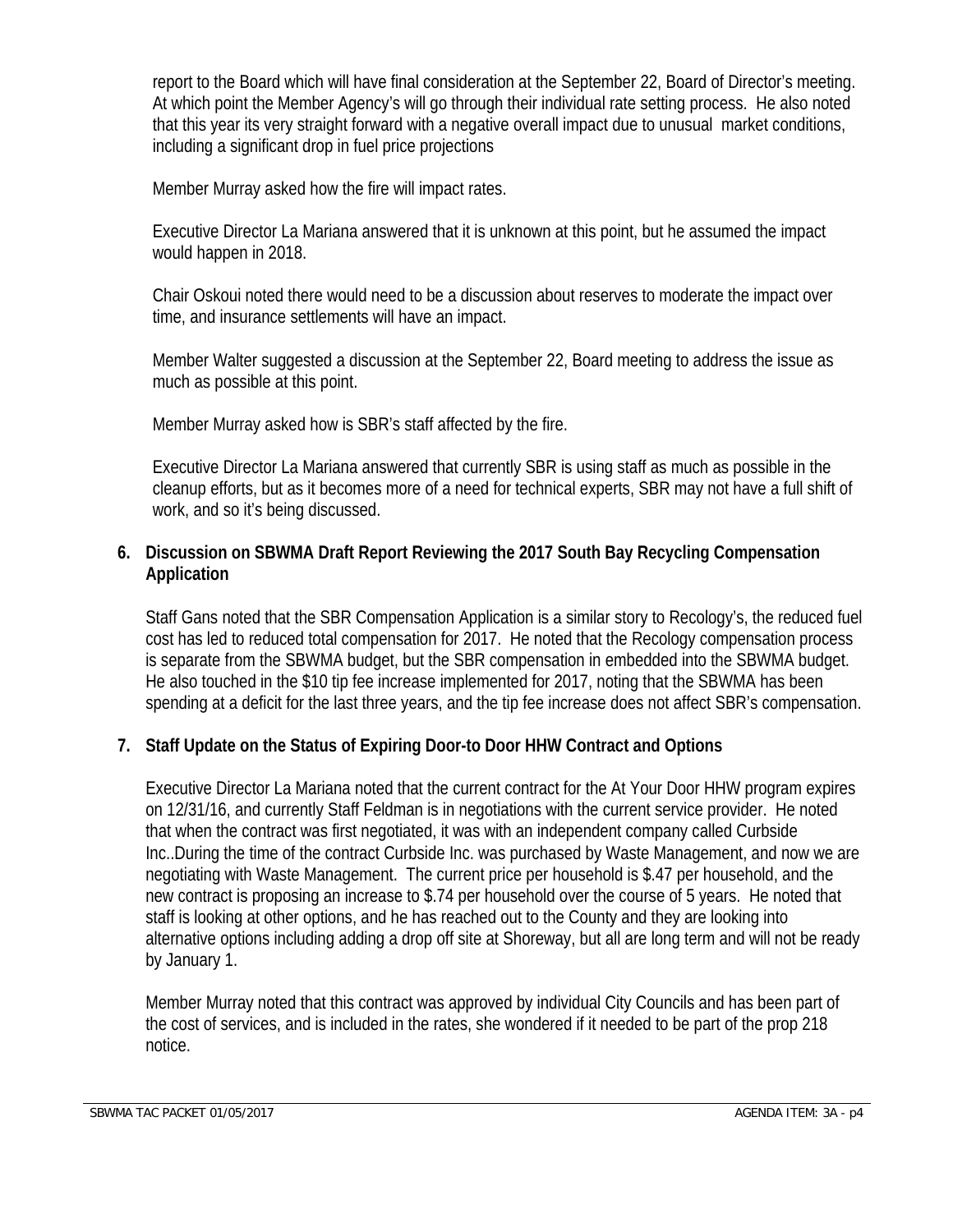report to the Board which will have final consideration at the September 22, Board of Director's meeting. At which point the Member Agency's will go through their individual rate setting process. He also noted that this year its very straight forward with a negative overall impact due to unusual market conditions, including a significant drop in fuel price projections

Member Murray asked how the fire will impact rates.

Executive Director La Mariana answered that it is unknown at this point, but he assumed the impact would happen in 2018.

Chair Oskoui noted there would need to be a discussion about reserves to moderate the impact over time, and insurance settlements will have an impact.

Member Walter suggested a discussion at the September 22, Board meeting to address the issue as much as possible at this point.

Member Murray asked how is SBR's staff affected by the fire.

Executive Director La Mariana answered that currently SBR is using staff as much as possible in the cleanup efforts, but as it becomes more of a need for technical experts, SBR may not have a full shift of work, and so it's being discussed.

**6. Discussion on SBWMA Draft Report Reviewing the 2017 South Bay Recycling Compensation Application**

Staff Gans noted that the SBR Compensation Application is a similar story to Recology's, the reduced fuel cost has led to reduced total compensation for 2017. He noted that the Recology compensation process is separate from the SBWMA budget, but the SBR compensation in embedded into the SBWMA budget. He also touched in the $10 tip fee increase implemented for 2017, noting that the SBWMA has been spending at a deficit for the last three years, and the tip fee increase does not affect SBR's compensation.

**7. Staff Update on the Status of Expiring Door-to Door HHW Contract and Options**

Executive Director La Mariana noted that the current contract for the At Your Door HHW program expires on 12/31/16, and currently Staff Feldman is in negotiations with the current service provider. He noted that when the contract was first negotiated, it was with an independent company called Curbside Inc..During the time of the contract Curbside Inc. was purchased by Waste Management, and now we are negotiating with Waste Management. The current price per household is $.47 per household, and the new contract is proposing an increase to $.74 per household over the course of 5 years. He noted that staff is looking at other options, and he has reached out to the County and they are looking into alternative options including adding a drop off site at Shoreway, but all are long term and will not be ready by January 1.

Member Murray noted that this contract was approved by individual City Councils and has been part of the cost of services, and is included in the rates, she wondered if it needed to be part of the prop 218 notice.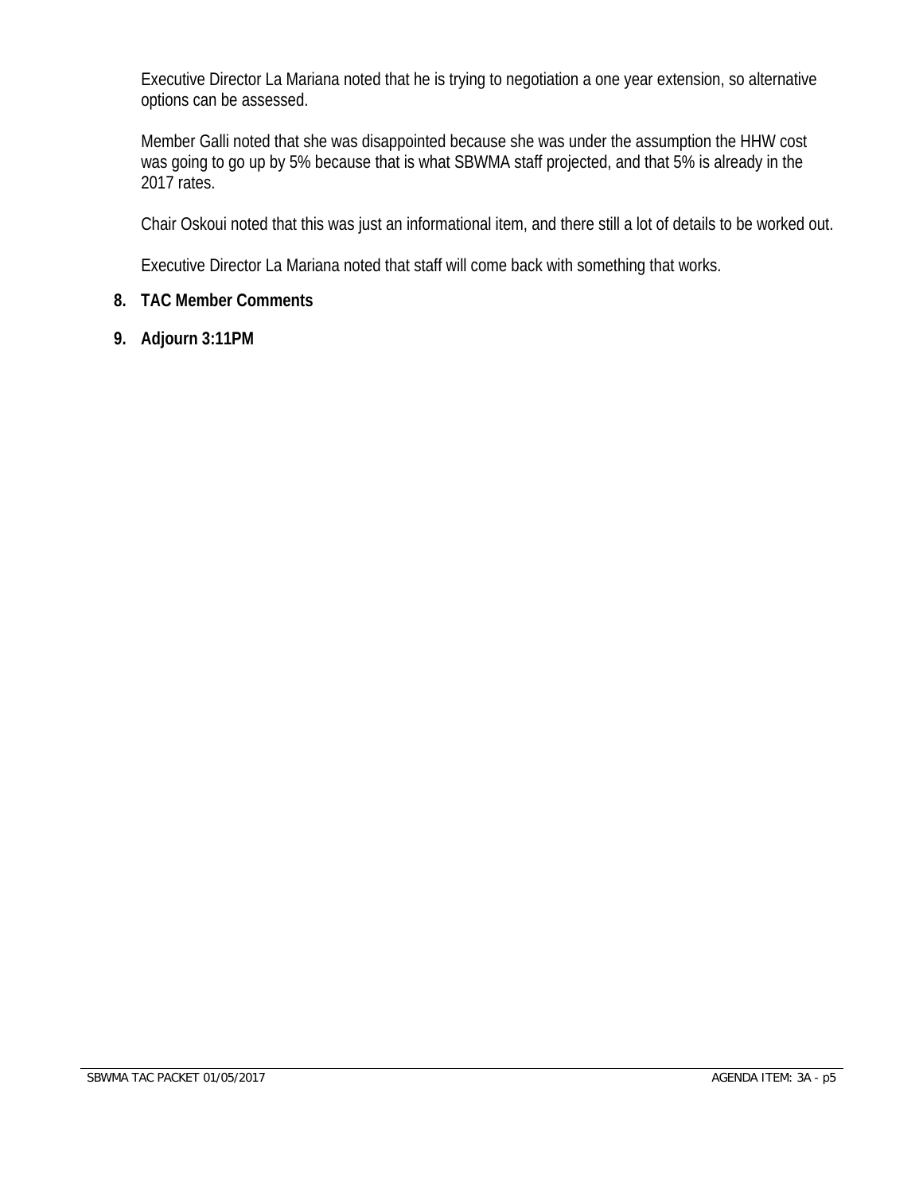Executive Director La Mariana noted that he is trying to negotiation a one year extension, so alternative options can be assessed.

Member Galli noted that she was disappointed because she was under the assumption the HHW cost was going to go up by 5% because that is what SBWMA staff projected, and that 5% is already in the 2017 rates.

Chair Oskoui noted that this was just an informational item, and there still a lot of details to be worked out.

Executive Director La Mariana noted that staff will come back with something that works.

**8. TAC Member Comments**

**9. Adjourn 3:11PM**